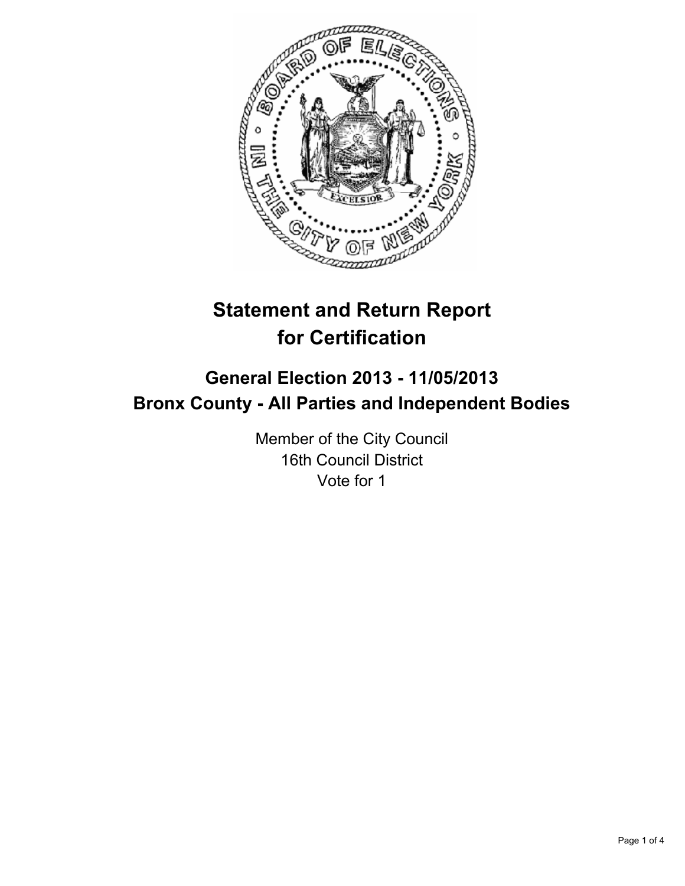# Statement and Return Report for Certification

## General Election 2013 - 11/05/2013
## Bronx County - All Parties and Independent Bodies

Member of the City Council
16th Council District
Vote for 1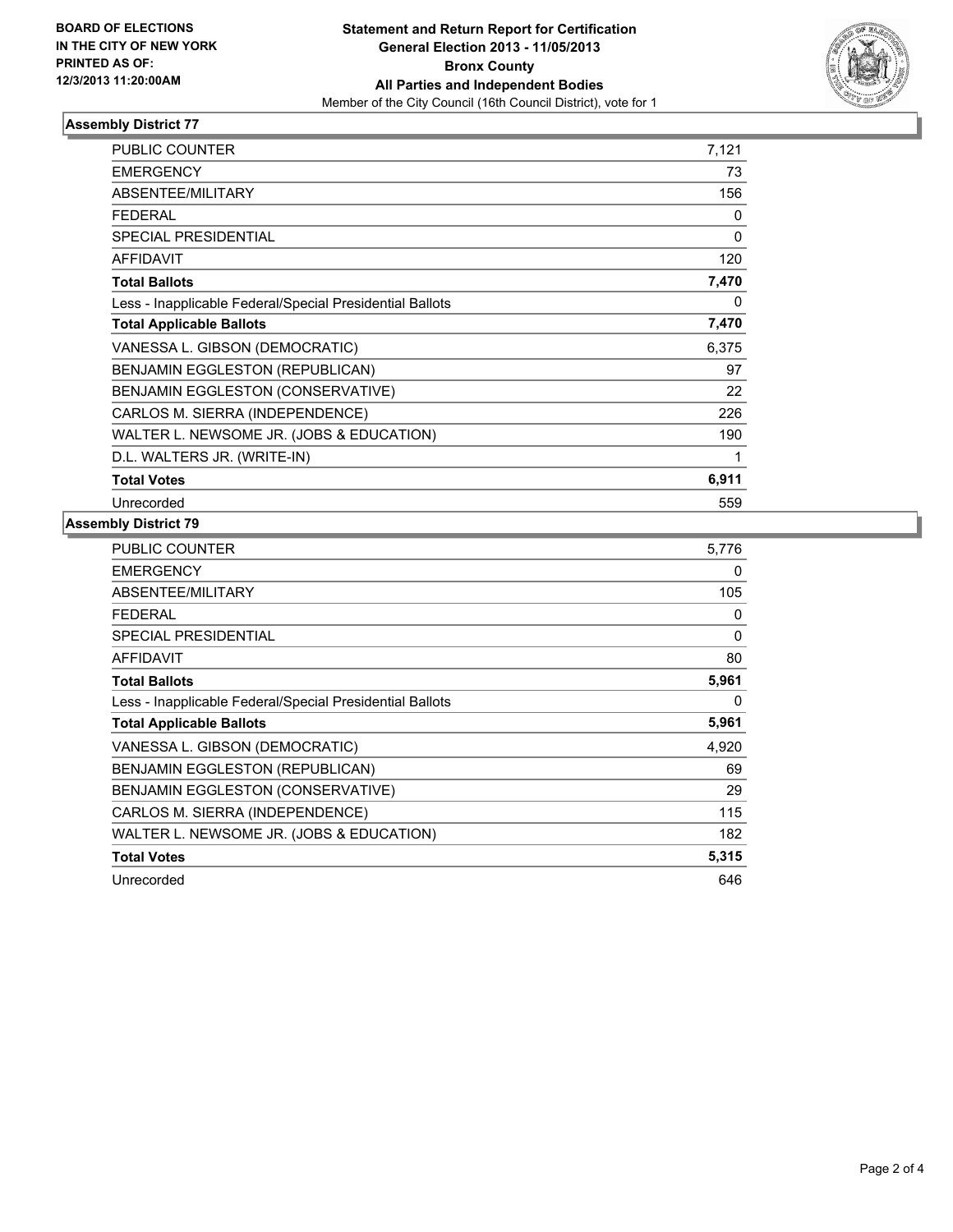**BOARD OF ELECTIONS IN THE CITY OF NEW YORK PRINTED AS OF: 12/3/2013 11:20:00AM**

**Statement and Return Report for Certification General Election 2013 - 11/05/2013 Bronx County All Parties and Independent Bodies**

Member of the City Council (16th Council District), vote for 1

### Assembly District 77

| | |
|---|---|
| PUBLIC COUNTER | 7,121 |
| EMERGENCY | 73 |
| ABSENTEE/MILITARY | 156 |
| FEDERAL | 0 |
| SPECIAL PRESIDENTIAL | 0 |
| AFFIDAVIT | 120 |
| **Total Ballots** | **7,470** |
| Less - Inapplicable Federal/Special Presidential Ballots | 0 |
| **Total Applicable Ballots** | **7,470** |
| VANESSA L. GIBSON (DEMOCRATIC) | 6,375 |
| BENJAMIN EGGLESTON (REPUBLICAN) | 97 |
| BENJAMIN EGGLESTON (CONSERVATIVE) | 22 |
| CARLOS M. SIERRA (INDEPENDENCE) | 226 |
| WALTER L. NEWSOME JR. (JOBS & EDUCATION) | 190 |
| D.L. WALTERS JR. (WRITE-IN) | 1 |
| **Total Votes** | **6,911** |
| Unrecorded | 559 |

### Assembly District 79

| | |
|---|---|
| PUBLIC COUNTER | 5,776 |
| EMERGENCY | 0 |
| ABSENTEE/MILITARY | 105 |
| FEDERAL | 0 |
| SPECIAL PRESIDENTIAL | 0 |
| AFFIDAVIT | 80 |
| **Total Ballots** | **5,961** |
| Less - Inapplicable Federal/Special Presidential Ballots | 0 |
| **Total Applicable Ballots** | **5,961** |
| VANESSA L. GIBSON (DEMOCRATIC) | 4,920 |
| BENJAMIN EGGLESTON (REPUBLICAN) | 69 |
| BENJAMIN EGGLESTON (CONSERVATIVE) | 29 |
| CARLOS M. SIERRA (INDEPENDENCE) | 115 |
| WALTER L. NEWSOME JR. (JOBS & EDUCATION) | 182 |
| **Total Votes** | **5,315** |
| Unrecorded | 646 |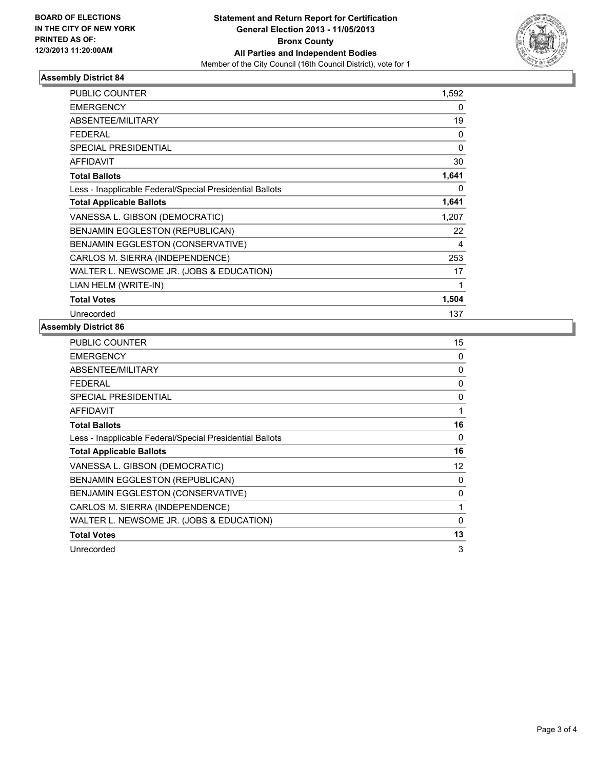**BOARD OF ELECTIONS IN THE CITY OF NEW YORK PRINTED AS OF: 12/3/2013 11:20:00AM**

**Statement and Return Report for Certification General Election 2013 - 11/05/2013 Bronx County All Parties and Independent Bodies**

Member of the City Council (16th Council District), vote for 1

### Assembly District 84

| | |
|---|---|
| PUBLIC COUNTER | 1,592 |
| EMERGENCY | 0 |
| ABSENTEE/MILITARY | 19 |
| FEDERAL | 0 |
| SPECIAL PRESIDENTIAL | 0 |
| AFFIDAVIT | 30 |
| **Total Ballots** | **1,641** |
| Less - Inapplicable Federal/Special Presidential Ballots | 0 |
| **Total Applicable Ballots** | **1,641** |
| VANESSA L. GIBSON (DEMOCRATIC) | 1,207 |
| BENJAMIN EGGLESTON (REPUBLICAN) | 22 |
| BENJAMIN EGGLESTON (CONSERVATIVE) | 4 |
| CARLOS M. SIERRA (INDEPENDENCE) | 253 |
| WALTER L. NEWSOME JR. (JOBS & EDUCATION) | 17 |
| LIAN HELM (WRITE-IN) | 1 |
| **Total Votes** | **1,504** |
| Unrecorded | 137 |

### Assembly District 86

| | |
|---|---|
| PUBLIC COUNTER | 15 |
| EMERGENCY | 0 |
| ABSENTEE/MILITARY | 0 |
| FEDERAL | 0 |
| SPECIAL PRESIDENTIAL | 0 |
| AFFIDAVIT | 1 |
| **Total Ballots** | **16** |
| Less - Inapplicable Federal/Special Presidential Ballots | 0 |
| **Total Applicable Ballots** | **16** |
| VANESSA L. GIBSON (DEMOCRATIC) | 12 |
| BENJAMIN EGGLESTON (REPUBLICAN) | 0 |
| BENJAMIN EGGLESTON (CONSERVATIVE) | 0 |
| CARLOS M. SIERRA (INDEPENDENCE) | 1 |
| WALTER L. NEWSOME JR. (JOBS & EDUCATION) | 0 |
| **Total Votes** | **13** |
| Unrecorded | 3 |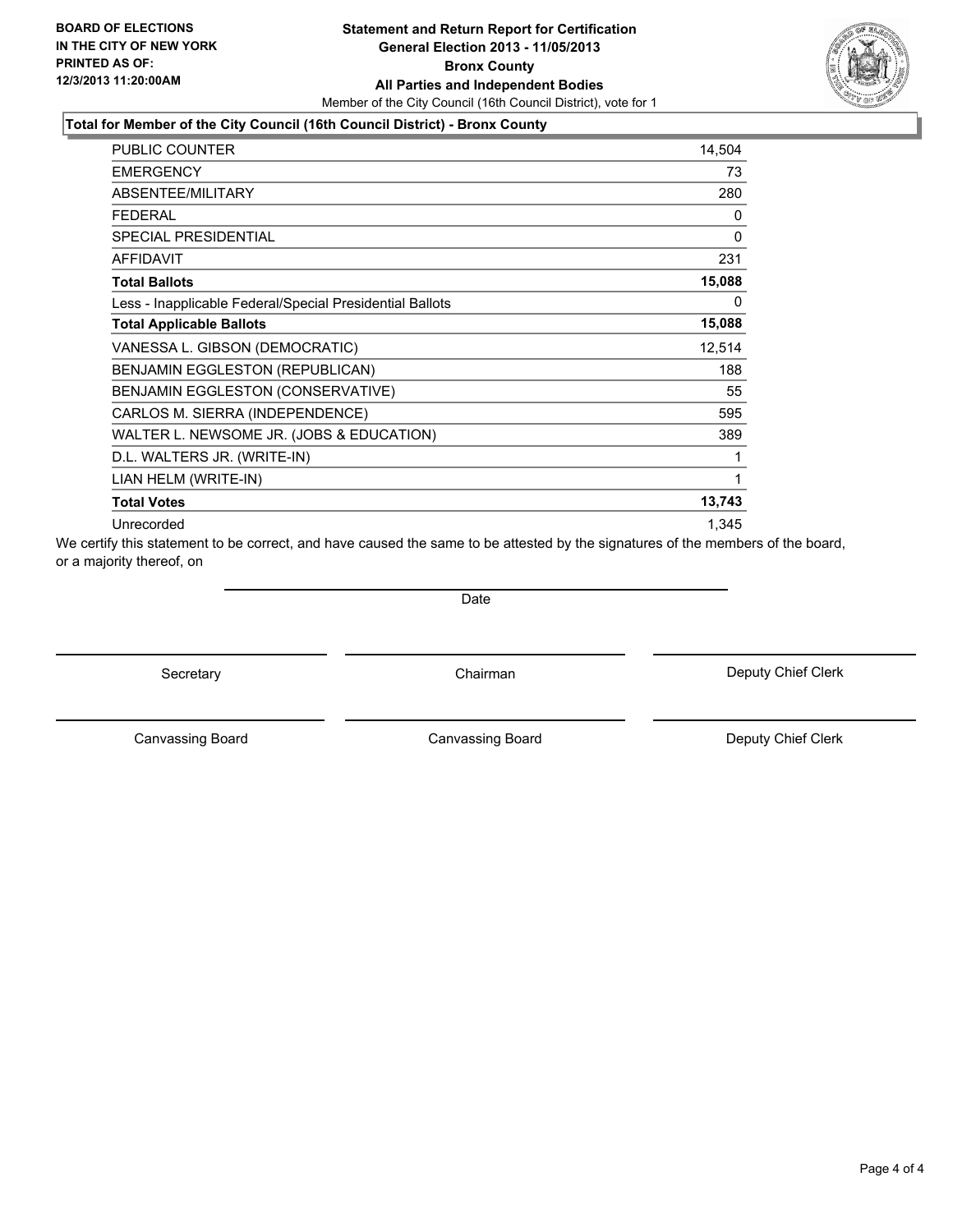**BOARD OF ELECTIONS IN THE CITY OF NEW YORK PRINTED AS OF: 12/3/2013 11:20:00AM**

**Statement and Return Report for Certification**
**General Election 2013 - 11/05/2013**
**Bronx County**
**All Parties and Independent Bodies**
Member of the City Council (16th Council District), vote for 1

**Total for Member of the City Council (16th Council District) - Bronx County**

| | |
|---|---|
| PUBLIC COUNTER | 14,504 |
| EMERGENCY | 73 |
| ABSENTEE/MILITARY | 280 |
| FEDERAL | 0 |
| SPECIAL PRESIDENTIAL | 0 |
| AFFIDAVIT | 231 |
| **Total Ballots** | **15,088** |
| Less - Inapplicable Federal/Special Presidential Ballots | 0 |
| **Total Applicable Ballots** | **15,088** |
| VANESSA L. GIBSON (DEMOCRATIC) | 12,514 |
| BENJAMIN EGGLESTON (REPUBLICAN) | 188 |
| BENJAMIN EGGLESTON (CONSERVATIVE) | 55 |
| CARLOS M. SIERRA (INDEPENDENCE) | 595 |
| WALTER L. NEWSOME JR. (JOBS & EDUCATION) | 389 |
| D.L. WALTERS JR. (WRITE-IN) | 1 |
| LIAN HELM (WRITE-IN) | 1 |
| **Total Votes** | **13,743** |
| Unrecorded | 1,345 |

We certify this statement to be correct, and have caused the same to be attested by the signatures of the members of the board, or a majority thereof, on

Date

Secretary

Chairman

Deputy Chief Clerk

Canvassing Board

Canvassing Board

Deputy Chief Clerk